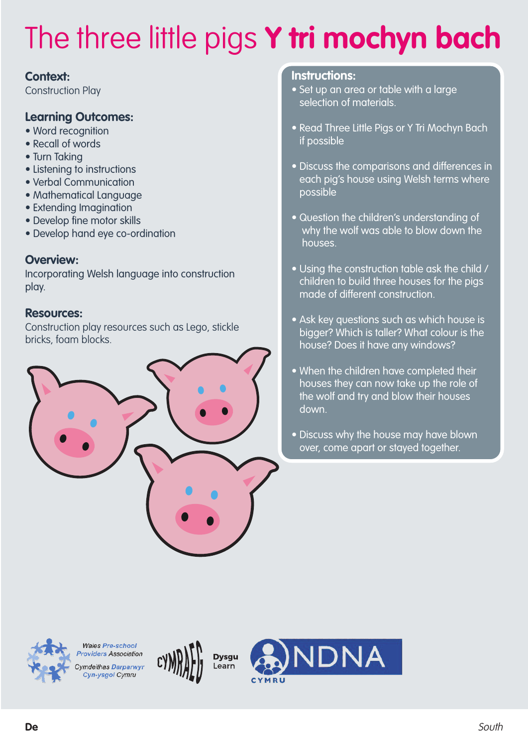# The three little pigs **Y tri mochyn bach**

## Context:

Construction Play

## Learning Outcomes:

- Word recognition
- Recall of words
- Turn Taking
- Listening to instructions
- Verbal Communication
- Mathematical Language
- Extending Imagination
- Develop fine motor skills
- Develop hand eye co-ordination

## Overview:

Incorporating Welsh language into construction play.

## Resources:

Construction play resources such as Lego, stickle bricks, foam blocks.

## Instructions:

- Set up an area or table with a large selection of materials.
- Read Three Little Pigs or Y Tri Mochyn Bach if possible
- Discuss the comparisons and differences in each pig's house using Welsh terms where possible
- Question the children's understanding of why the wolf was able to blow down the houses.
- Using the construction table ask the child / children to build three houses for the pigs made of different construction.
- Ask key questions such as which house is bigger? Which is taller? What colour is the house? Does it have any windows?
- When the children have completed their houses they can now take up the role of the wolf and try and blow their houses down.
- Discuss why the house may have blown over, come apart or stayed together.

Wales Pre-school Providers Association
Cymdeithas Darparwyr Cyn-ysgol Cymru

CYMRAEG Dysgu Learn

NDNA CYMRU

**De** *South*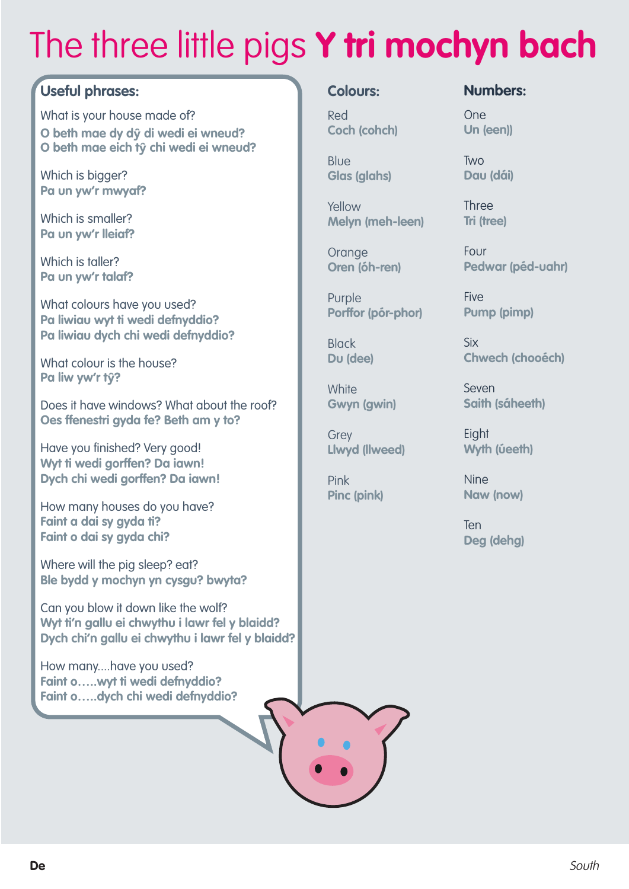# The three little pigs **Y tri mochyn bach**

## Useful phrases:

What is your house made of?
**O beth mae dy dŷ di wedi ei wneud?**
**O beth mae eich tŷ chi wedi ei wneud?**

Which is bigger?
**Pa un yw'r mwyaf?**

Which is smaller?
**Pa un yw'r lleiaf?**

Which is taller?
**Pa un yw'r talaf?**

What colours have you used?
**Pa liwiau wyt ti wedi defnyddio?**
**Pa liwiau dych chi wedi defnyddio?**

What colour is the house?
**Pa liw yw'r tŷ?**

Does it have windows? What about the roof?
**Oes ffenestri gyda fe? Beth am y to?**

Have you finished? Very good!
**Wyt ti wedi gorffen? Da iawn!**
**Dych chi wedi gorffen? Da iawn!**

How many houses do you have?
**Faint a dai sy gyda ti?**
**Faint o dai sy gyda chi?**

Where will the pig sleep? eat?
**Ble bydd y mochyn yn cysgu? bwyta?**

Can you blow it down like the wolf?
**Wyt ti'n gallu ei chwythu i lawr fel y blaidd?**
**Dych chi'n gallu ei chwythu i lawr fel y blaidd?**

How many....have you used?
**Faint o.....wyt ti wedi defnyddio?**
**Faint o.....dych chi wedi defnyddio?**

## Colours:

Red
**Coch (cohch)**

Blue
**Glas (glahs)**

Yellow
**Melyn (meh-leen)**

Orange
**Oren (ôh-ren)**

Purple
**Porffor (pór-phor)**

Black
**Du (dee)**

White
**Gwyn (gwin)**

Grey
**Llwyd (llweed)**

Pink
**Pinc (pink)**

## Numbers:

One
**Un (een))**

Two
**Dau (dâi)**

Three
**Tri (tree)**

Four
**Pedwar (péd-uahr)**

Five
**Pump (pimp)**

Six
**Chwech (chooéch)**

Seven
**Saith (sáheeth)**

Eight
**Wyth (úeeth)**

Nine
**Naw (now)**

Ten
**Deg (dehg)**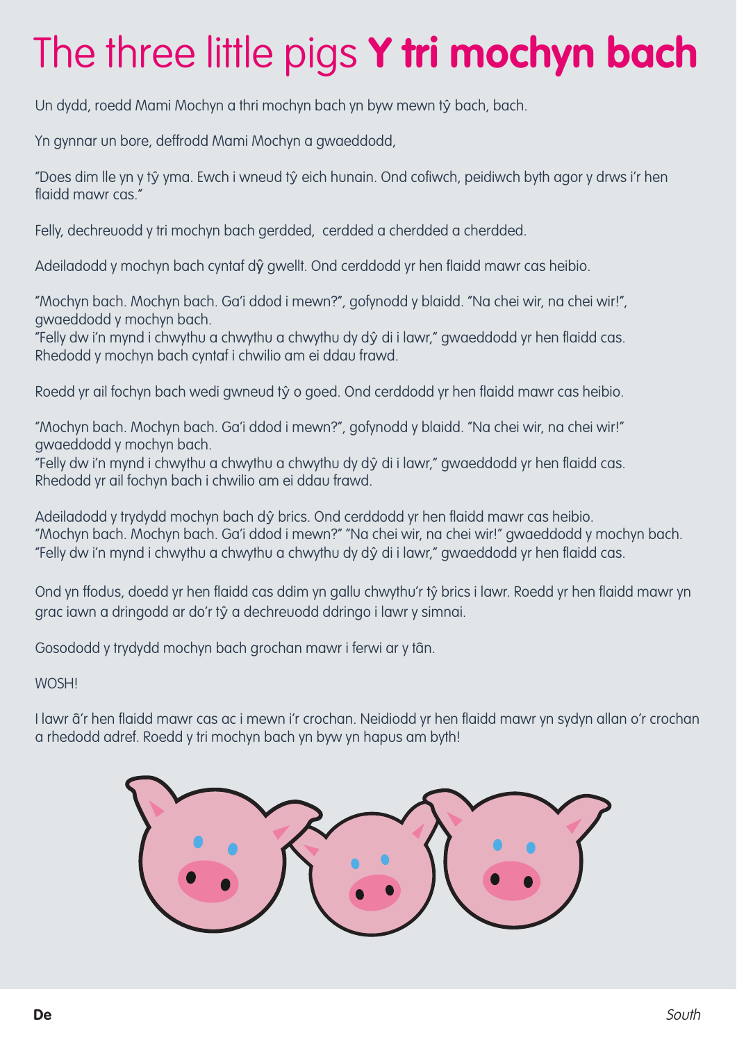# The three little pigs **Y tri mochyn bach**

Un dydd, roedd Mami Mochyn a thri mochyn bach yn byw mewn tŷ bach, bach.

Yn gynnar un bore, deffrodd Mami Mochyn a gwaeddodd,

"Does dim lle yn y tŷ yma. Ewch i wneud tŷ eich hunain. Ond cofiwch, peidiwch byth agor y drws i'r hen flaidd mawr cas."

Felly, dechreuodd y tri mochyn bach gerdded, cerdded a cherdded a cherdded.

Adeiladodd y mochyn bach cyntaf dŷ gwellt. Ond cerddodd yr hen flaidd mawr cas heibio.

"Mochyn bach. Mochyn bach. Ga'i ddod i mewn?", gofynodd y blaidd. "Na chei wir, na chei wir!", gwaeddodd y mochyn bach.
"Felly dw i'n mynd i chwythu a chwythu a chwythu dy dŷ di i lawr," gwaeddodd yr hen flaidd cas.
Rhedodd y mochyn bach cyntaf i chwilio am ei ddau frawd.

Roedd yr ail fochyn bach wedi gwneud tŷ o goed. Ond cerddodd yr hen flaidd mawr cas heibio.

"Mochyn bach. Mochyn bach. Ga'i ddod i mewn?", gofynodd y blaidd. "Na chei wir, na chei wir!" gwaeddodd y mochyn bach.
"Felly dw i'n mynd i chwythu a chwythu a chwythu dy dŷ di i lawr," gwaeddodd yr hen flaidd cas.
Rhedodd yr ail fochyn bach i chwilio am ei ddau frawd.

Adeiladodd y trydydd mochyn bach dŷ brics. Ond cerddodd yr hen flaidd mawr cas heibio.
"Mochyn bach. Mochyn bach. Ga'i ddod i mewn?" "Na chei wir, na chei wir!" gwaeddodd y mochyn bach.
"Felly dw i'n mynd i chwythu a chwythu a chwythu dy dŷ di i lawr," gwaeddodd yr hen flaidd cas.

Ond yn ffodus, doedd yr hen flaidd cas ddim yn gallu chwythu'r tŷ brics i lawr. Roedd yr hen flaidd mawr yn grac iawn a dringodd ar do'r tŷ a dechreuodd ddringo i lawr y simnai.

Gosododd y trydydd mochyn bach grochan mawr i ferwi ar y tân.

WOSH!

I lawr â'r hen flaidd mawr cas ac i mewn i'r crochan. Neidiodd yr hen flaidd mawr yn sydyn allan o'r crochan a rhedodd adref. Roedd y tri mochyn bach yn byw yn hapus am byth!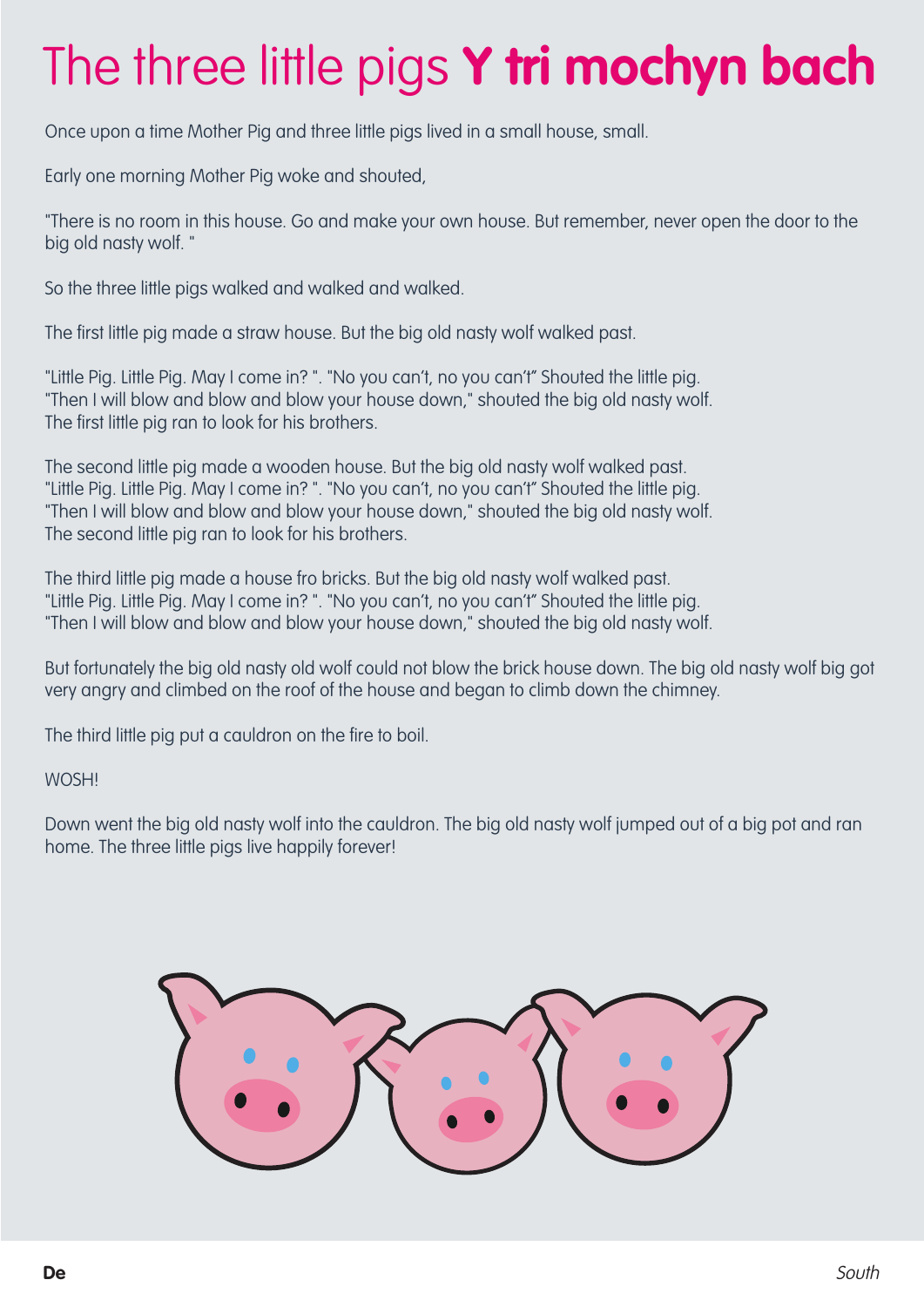# The three little pigs **Y tri mochyn bach**

Once upon a time Mother Pig and three little pigs lived in a small house, small.

Early one morning Mother Pig woke and shouted,

"There is no room in this house. Go and make your own house. But remember, never open the door to the big old nasty wolf. "

So the three little pigs walked and walked and walked.

The first little pig made a straw house. But the big old nasty wolf walked past.

"Little Pig. Little Pig. May I come in? ". "No you can't, no you can't" Shouted the little pig.
"Then I will blow and blow and blow your house down," shouted the big old nasty wolf.
The first little pig ran to look for his brothers.

The second little pig made a wooden house. But the big old nasty wolf walked past.
"Little Pig. Little Pig. May I come in? ". "No you can't, no you can't" Shouted the little pig.
"Then I will blow and blow and blow your house down," shouted the big old nasty wolf.
The second little pig ran to look for his brothers.

The third little pig made a house fro bricks. But the big old nasty wolf walked past.
"Little Pig. Little Pig. May I come in? ". "No you can't, no you can't" Shouted the little pig.
"Then I will blow and blow and blow your house down," shouted the big old nasty wolf.

But fortunately the big old nasty old wolf could not blow the brick house down. The big old nasty wolf big got very angry and climbed on the roof of the house and began to climb down the chimney.

The third little pig put a cauldron on the fire to boil.

WOSH!

Down went the big old nasty wolf into the cauldron. The big old nasty wolf jumped out of a big pot and ran home. The three little pigs live happily forever!

**De** *South*